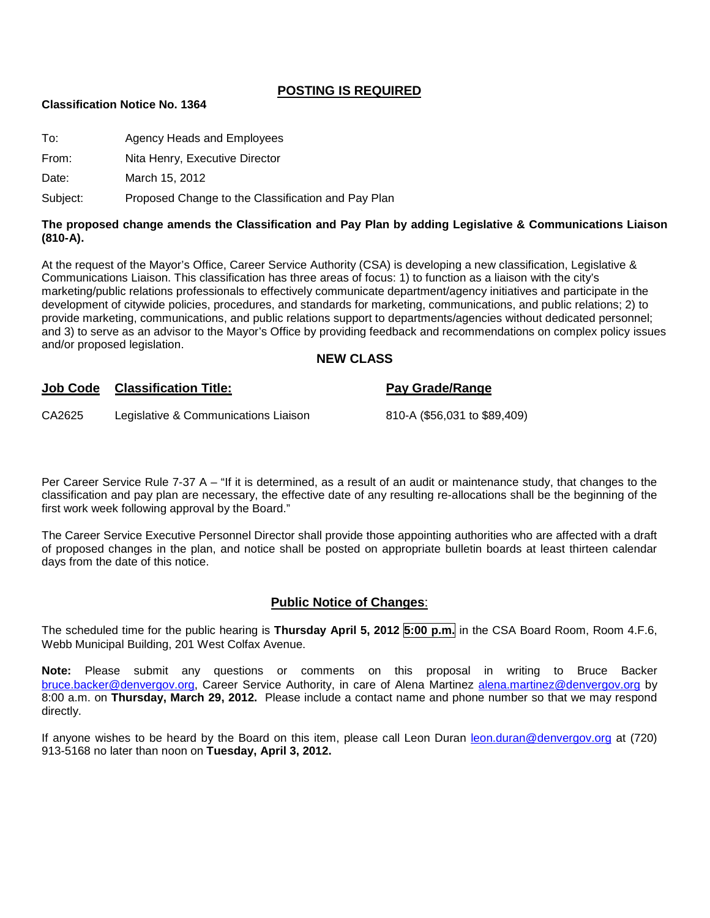## POSTING IS REQUIRED

**Classification Notice No. 1364**

To: Agency Heads and Employees

From: Nita Henry, Executive Director

Date: March 15, 2012

Subject: Proposed Change to the Classification and Pay Plan

**The proposed change amends the Classification and Pay Plan by adding Legislative & Communications Liaison (810-A).**

At the request of the Mayor's Office, Career Service Authority (CSA) is developing a new classification, Legislative & Communications Liaison. This classification has three areas of focus: 1) to function as a liaison with the city's marketing/public relations professionals to effectively communicate department/agency initiatives and participate in the development of citywide policies, procedures, and standards for marketing, communications, and public relations; 2) to provide marketing, communications, and public relations support to departments/agencies without dedicated personnel; and 3) to serve as an advisor to the Mayor's Office by providing feedback and recommendations on complex policy issues and/or proposed legislation.

### NEW CLASS

| Job Code | Classification Title: | Pay Grade/Range |
|---|---|---|
| CA2625 | Legislative & Communications Liaison | 810-A ($56,031 to $89,409) |

Per Career Service Rule 7-37 A – "If it is determined, as a result of an audit or maintenance study, that changes to the classification and pay plan are necessary, the effective date of any resulting re-allocations shall be the beginning of the first work week following approval by the Board."

The Career Service Executive Personnel Director shall provide those appointing authorities who are affected with a draft of proposed changes in the plan, and notice shall be posted on appropriate bulletin boards at least thirteen calendar days from the date of this notice.

### Public Notice of Changes:

The scheduled time for the public hearing is **Thursday April 5, 2012 5:00 p.m.** in the CSA Board Room, Room 4.F.6, Webb Municipal Building, 201 West Colfax Avenue.

**Note:** Please submit any questions or comments on this proposal in writing to Bruce Backer bruce.backer@denvergov.org, Career Service Authority, in care of Alena Martinez alena.martinez@denvergov.org by 8:00 a.m. on **Thursday, March 29, 2012.** Please include a contact name and phone number so that we may respond directly.

If anyone wishes to be heard by the Board on this item, please call Leon Duran leon.duran@denvergov.org at (720) 913-5168 no later than noon on **Tuesday, April 3, 2012.**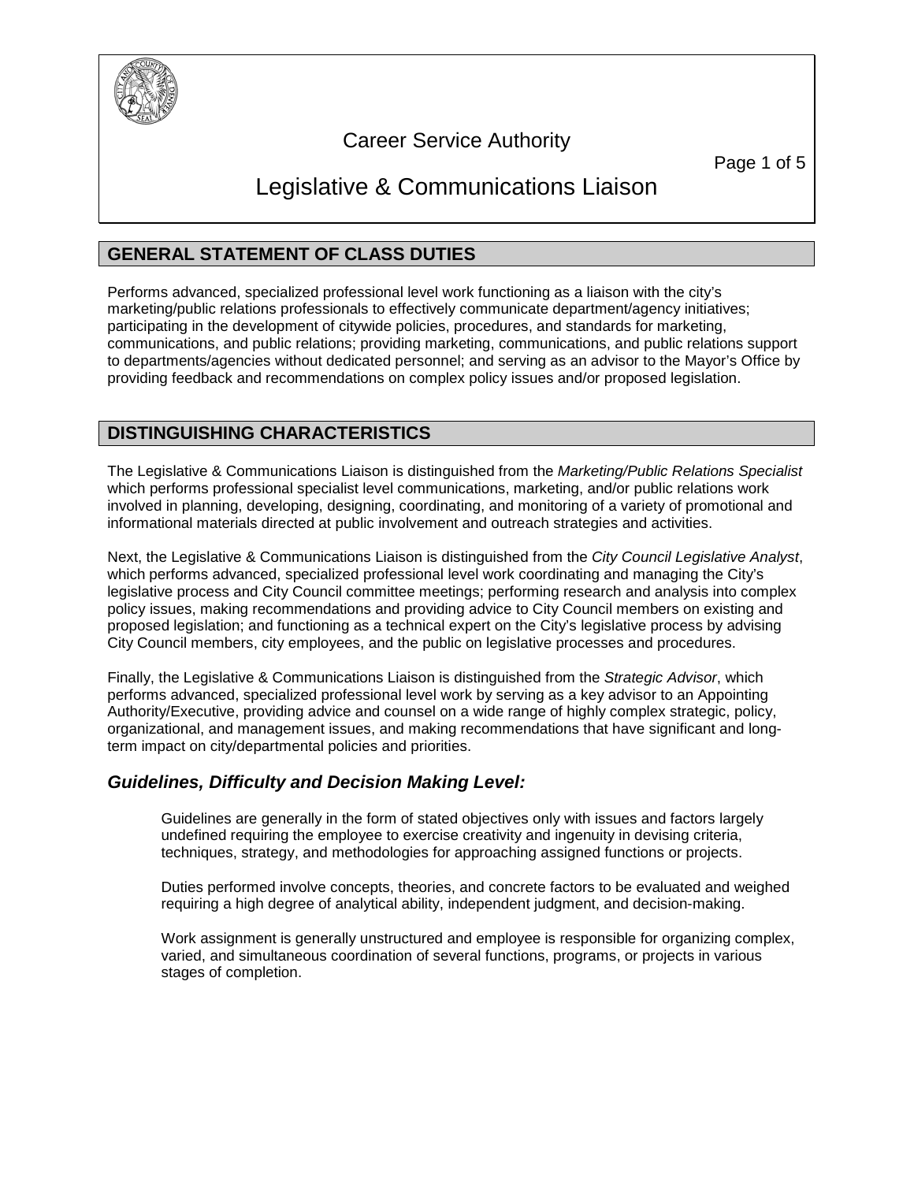# Career Service Authority

# Legislative & Communications Liaison

## GENERAL STATEMENT OF CLASS DUTIES

Performs advanced, specialized professional level work functioning as a liaison with the city's marketing/public relations professionals to effectively communicate department/agency initiatives; participating in the development of citywide policies, procedures, and standards for marketing, communications, and public relations; providing marketing, communications, and public relations support to departments/agencies without dedicated personnel; and serving as an advisor to the Mayor's Office by providing feedback and recommendations on complex policy issues and/or proposed legislation.

## DISTINGUISHING CHARACTERISTICS

The Legislative & Communications Liaison is distinguished from the *Marketing/Public Relations Specialist* which performs professional specialist level communications, marketing, and/or public relations work involved in planning, developing, designing, coordinating, and monitoring of a variety of promotional and informational materials directed at public involvement and outreach strategies and activities.

Next, the Legislative & Communications Liaison is distinguished from the *City Council Legislative Analyst*, which performs advanced, specialized professional level work coordinating and managing the City's legislative process and City Council committee meetings; performing research and analysis into complex policy issues, making recommendations and providing advice to City Council members on existing and proposed legislation; and functioning as a technical expert on the City's legislative process by advising City Council members, city employees, and the public on legislative processes and procedures.

Finally, the Legislative & Communications Liaison is distinguished from the *Strategic Advisor*, which performs advanced, specialized professional level work by serving as a key advisor to an Appointing Authority/Executive, providing advice and counsel on a wide range of highly complex strategic, policy, organizational, and management issues, and making recommendations that have significant and long-term impact on city/departmental policies and priorities.

### *Guidelines, Difficulty and Decision Making Level:*

Guidelines are generally in the form of stated objectives only with issues and factors largely undefined requiring the employee to exercise creativity and ingenuity in devising criteria, techniques, strategy, and methodologies for approaching assigned functions or projects.

Duties performed involve concepts, theories, and concrete factors to be evaluated and weighed requiring a high degree of analytical ability, independent judgment, and decision-making.

Work assignment is generally unstructured and employee is responsible for organizing complex, varied, and simultaneous coordination of several functions, programs, or projects in various stages of completion.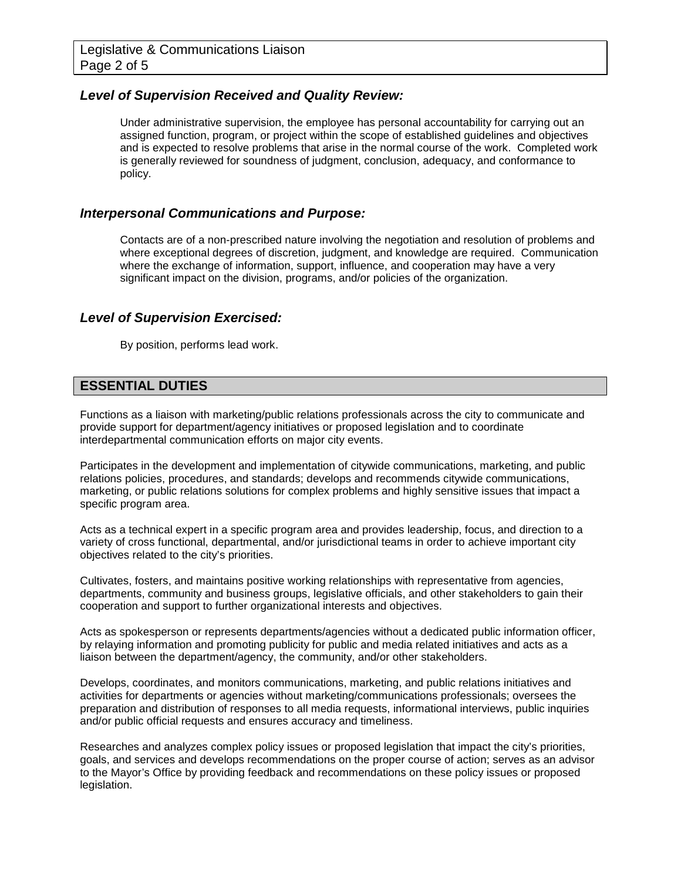### *Level of Supervision Received and Quality Review:*

Under administrative supervision, the employee has personal accountability for carrying out an assigned function, program, or project within the scope of established guidelines and objectives and is expected to resolve problems that arise in the normal course of the work. Completed work is generally reviewed for soundness of judgment, conclusion, adequacy, and conformance to policy.

### *Interpersonal Communications and Purpose:*

Contacts are of a non-prescribed nature involving the negotiation and resolution of problems and where exceptional degrees of discretion, judgment, and knowledge are required. Communication where the exchange of information, support, influence, and cooperation may have a very significant impact on the division, programs, and/or policies of the organization.

### *Level of Supervision Exercised:*

By position, performs lead work.

## ESSENTIAL DUTIES

Functions as a liaison with marketing/public relations professionals across the city to communicate and provide support for department/agency initiatives or proposed legislation and to coordinate interdepartmental communication efforts on major city events.

Participates in the development and implementation of citywide communications, marketing, and public relations policies, procedures, and standards; develops and recommends citywide communications, marketing, or public relations solutions for complex problems and highly sensitive issues that impact a specific program area.

Acts as a technical expert in a specific program area and provides leadership, focus, and direction to a variety of cross functional, departmental, and/or jurisdictional teams in order to achieve important city objectives related to the city's priorities.

Cultivates, fosters, and maintains positive working relationships with representative from agencies, departments, community and business groups, legislative officials, and other stakeholders to gain their cooperation and support to further organizational interests and objectives.

Acts as spokesperson or represents departments/agencies without a dedicated public information officer, by relaying information and promoting publicity for public and media related initiatives and acts as a liaison between the department/agency, the community, and/or other stakeholders.

Develops, coordinates, and monitors communications, marketing, and public relations initiatives and activities for departments or agencies without marketing/communications professionals; oversees the preparation and distribution of responses to all media requests, informational interviews, public inquiries and/or public official requests and ensures accuracy and timeliness.

Researches and analyzes complex policy issues or proposed legislation that impact the city's priorities, goals, and services and develops recommendations on the proper course of action; serves as an advisor to the Mayor's Office by providing feedback and recommendations on these policy issues or proposed legislation.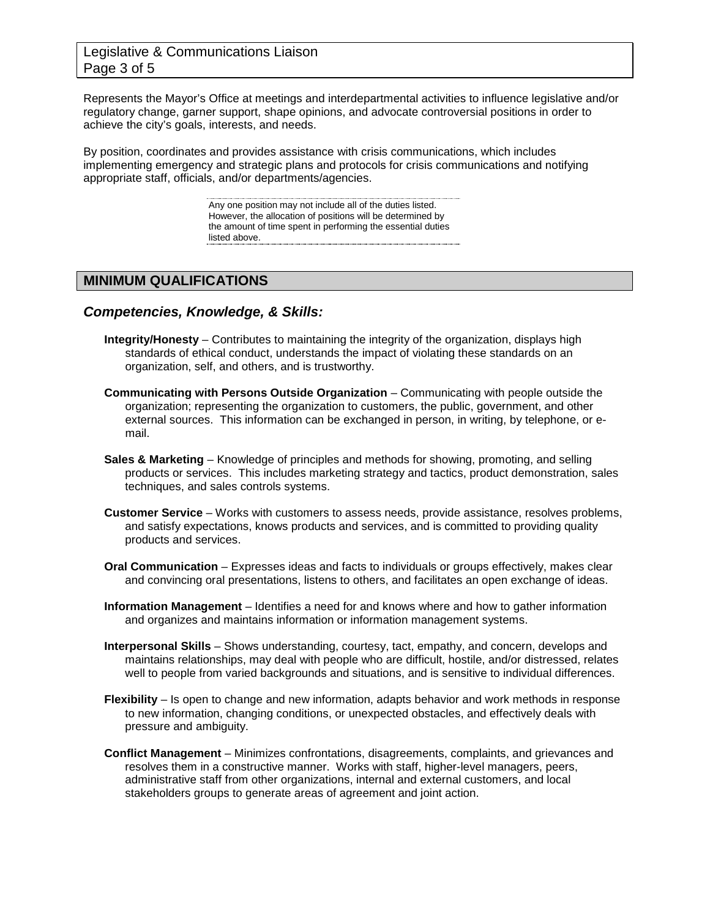Represents the Mayor's Office at meetings and interdepartmental activities to influence legislative and/or regulatory change, garner support, shape opinions, and advocate controversial positions in order to achieve the city's goals, interests, and needs.

By position, coordinates and provides assistance with crisis communications, which includes implementing emergency and strategic plans and protocols for crisis communications and notifying appropriate staff, officials, and/or departments/agencies.

> Any one position may not include all of the duties listed. However, the allocation of positions will be determined by the amount of time spent in performing the essential duties listed above.

## MINIMUM QUALIFICATIONS

### *Competencies, Knowledge, & Skills:*

**Integrity/Honesty** – Contributes to maintaining the integrity of the organization, displays high standards of ethical conduct, understands the impact of violating these standards on an organization, self, and others, and is trustworthy.

**Communicating with Persons Outside Organization** – Communicating with people outside the organization; representing the organization to customers, the public, government, and other external sources. This information can be exchanged in person, in writing, by telephone, or e-mail.

**Sales & Marketing** – Knowledge of principles and methods for showing, promoting, and selling products or services. This includes marketing strategy and tactics, product demonstration, sales techniques, and sales controls systems.

**Customer Service** – Works with customers to assess needs, provide assistance, resolves problems, and satisfy expectations, knows products and services, and is committed to providing quality products and services.

**Oral Communication** – Expresses ideas and facts to individuals or groups effectively, makes clear and convincing oral presentations, listens to others, and facilitates an open exchange of ideas.

**Information Management** – Identifies a need for and knows where and how to gather information and organizes and maintains information or information management systems.

**Interpersonal Skills** – Shows understanding, courtesy, tact, empathy, and concern, develops and maintains relationships, may deal with people who are difficult, hostile, and/or distressed, relates well to people from varied backgrounds and situations, and is sensitive to individual differences.

**Flexibility** – Is open to change and new information, adapts behavior and work methods in response to new information, changing conditions, or unexpected obstacles, and effectively deals with pressure and ambiguity.

**Conflict Management** – Minimizes confrontations, disagreements, complaints, and grievances and resolves them in a constructive manner. Works with staff, higher-level managers, peers, administrative staff from other organizations, internal and external customers, and local stakeholders groups to generate areas of agreement and joint action.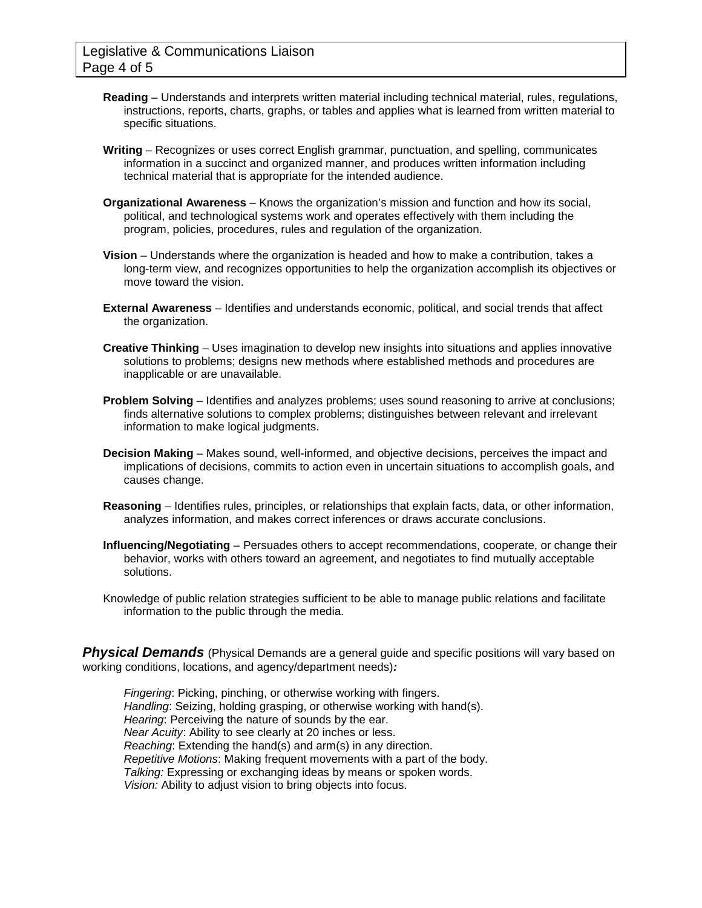**Reading** – Understands and interprets written material including technical material, rules, regulations, instructions, reports, charts, graphs, or tables and applies what is learned from written material to specific situations.

**Writing** – Recognizes or uses correct English grammar, punctuation, and spelling, communicates information in a succinct and organized manner, and produces written information including technical material that is appropriate for the intended audience.

**Organizational Awareness** – Knows the organization's mission and function and how its social, political, and technological systems work and operates effectively with them including the program, policies, procedures, rules and regulation of the organization.

**Vision** – Understands where the organization is headed and how to make a contribution, takes a long-term view, and recognizes opportunities to help the organization accomplish its objectives or move toward the vision.

**External Awareness** – Identifies and understands economic, political, and social trends that affect the organization.

**Creative Thinking** – Uses imagination to develop new insights into situations and applies innovative solutions to problems; designs new methods where established methods and procedures are inapplicable or are unavailable.

**Problem Solving** – Identifies and analyzes problems; uses sound reasoning to arrive at conclusions; finds alternative solutions to complex problems; distinguishes between relevant and irrelevant information to make logical judgments.

**Decision Making** – Makes sound, well-informed, and objective decisions, perceives the impact and implications of decisions, commits to action even in uncertain situations to accomplish goals, and causes change.

**Reasoning** – Identifies rules, principles, or relationships that explain facts, data, or other information, analyzes information, and makes correct inferences or draws accurate conclusions.

**Influencing/Negotiating** – Persuades others to accept recommendations, cooperate, or change their behavior, works with others toward an agreement, and negotiates to find mutually acceptable solutions.

Knowledge of public relation strategies sufficient to be able to manage public relations and facilitate information to the public through the media.

***Physical Demands*** (Physical Demands are a general guide and specific positions will vary based on working conditions, locations, and agency/department needs)***:***

*Fingering*: Picking, pinching, or otherwise working with fingers.
*Handling*: Seizing, holding grasping, or otherwise working with hand(s).
*Hearing*: Perceiving the nature of sounds by the ear.
*Near Acuity*: Ability to see clearly at 20 inches or less.
*Reaching*: Extending the hand(s) and arm(s) in any direction.
*Repetitive Motions*: Making frequent movements with a part of the body.
*Talking:* Expressing or exchanging ideas by means or spoken words.
*Vision:* Ability to adjust vision to bring objects into focus.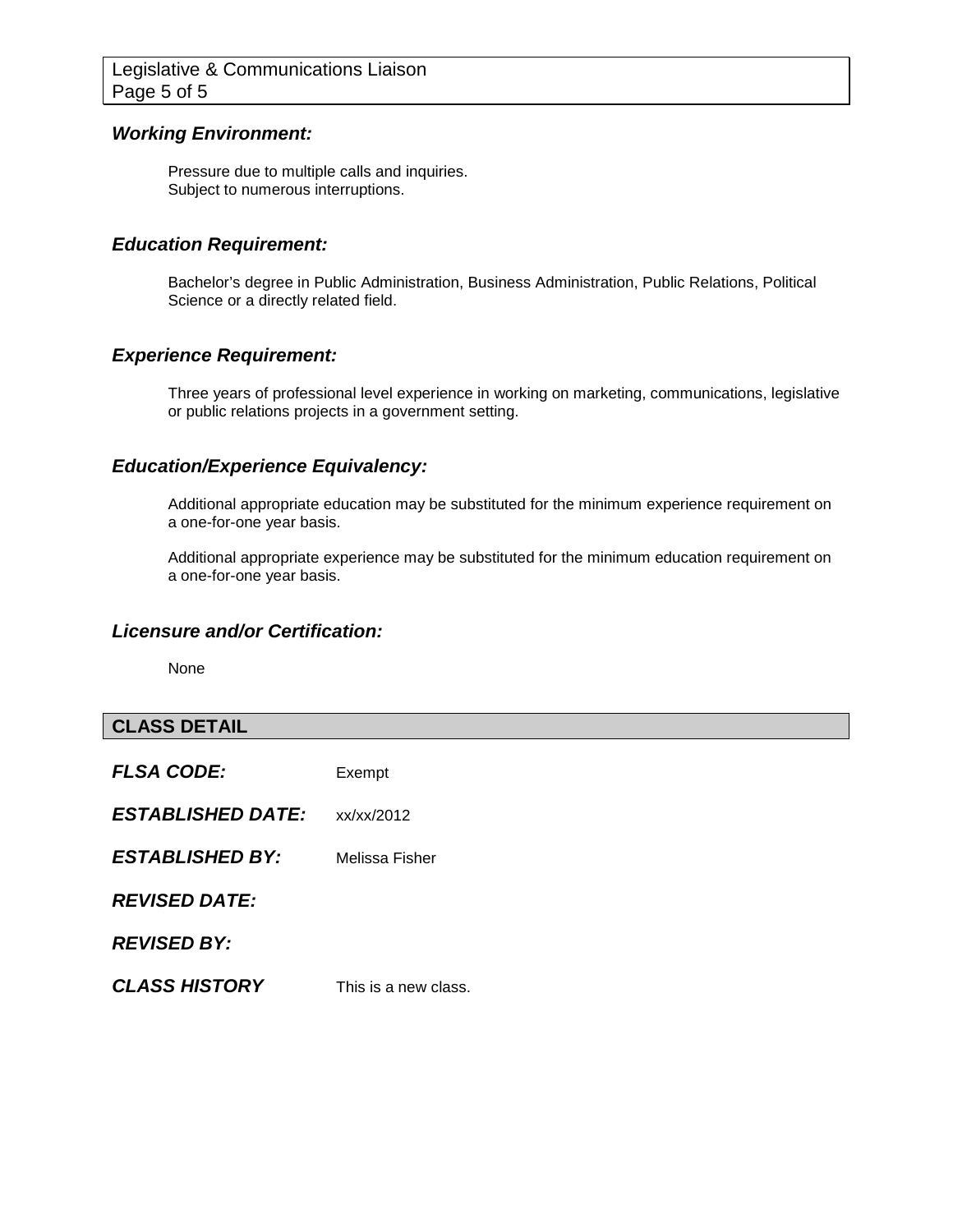### *Working Environment:*

Pressure due to multiple calls and inquiries.
Subject to numerous interruptions.

### *Education Requirement:*

Bachelor's degree in Public Administration, Business Administration, Public Relations, Political Science or a directly related field.

### *Experience Requirement:*

Three years of professional level experience in working on marketing, communications, legislative or public relations projects in a government setting.

### *Education/Experience Equivalency:*

Additional appropriate education may be substituted for the minimum experience requirement on a one-for-one year basis.

Additional appropriate experience may be substituted for the minimum education requirement on a one-for-one year basis.

### *Licensure and/or Certification:*

None

## CLASS DETAIL

***FLSA CODE:*** Exempt

***ESTABLISHED DATE:*** xx/xx/2012

***ESTABLISHED BY:*** Melissa Fisher

***REVISED DATE:***

***REVISED BY:***

***CLASS HISTORY*** This is a new class.